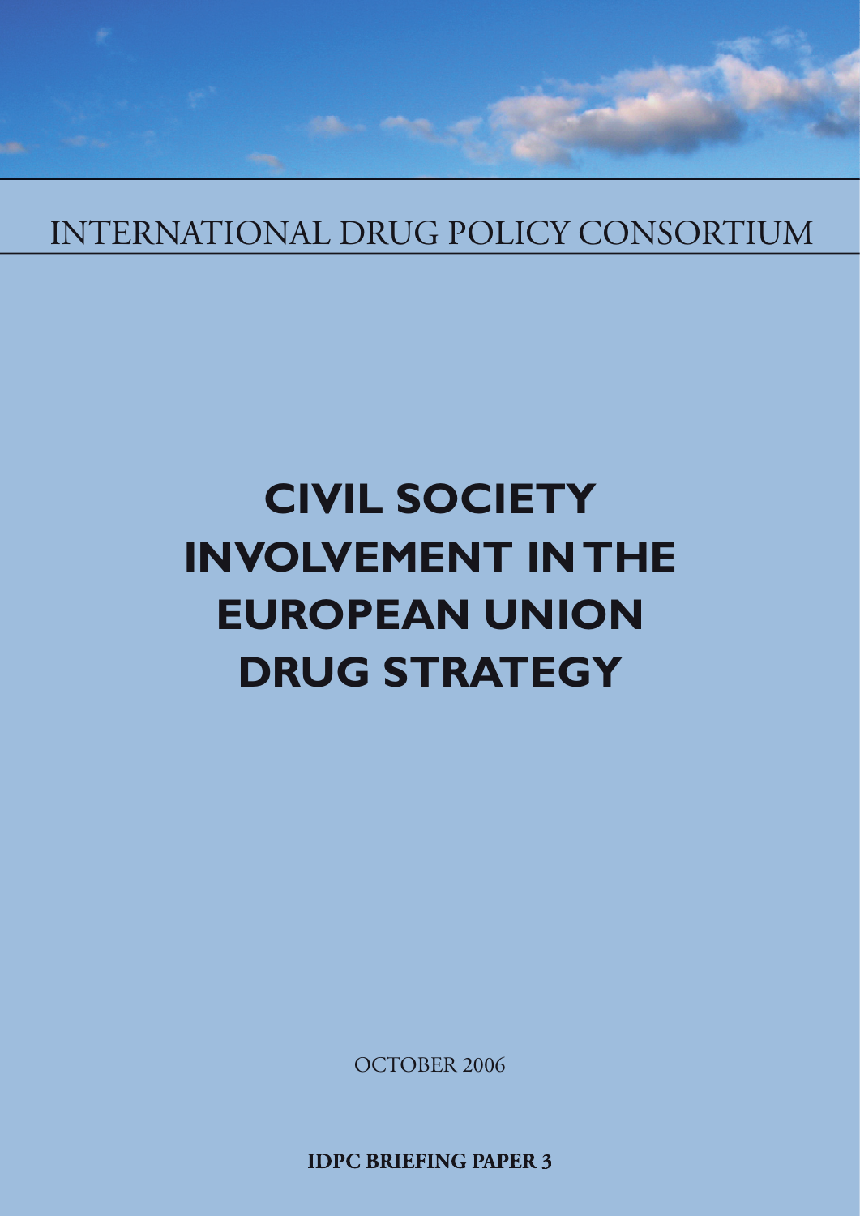INTERNATIONAL DRUG POLICY CONSORTIUM

# CIVIL SOCIETY INVOLVEMENT IN THE EUROPEAN UNION DRUG STRATEGY

OCTOBER 2006

**IDPC BRIEFING PAPER 3**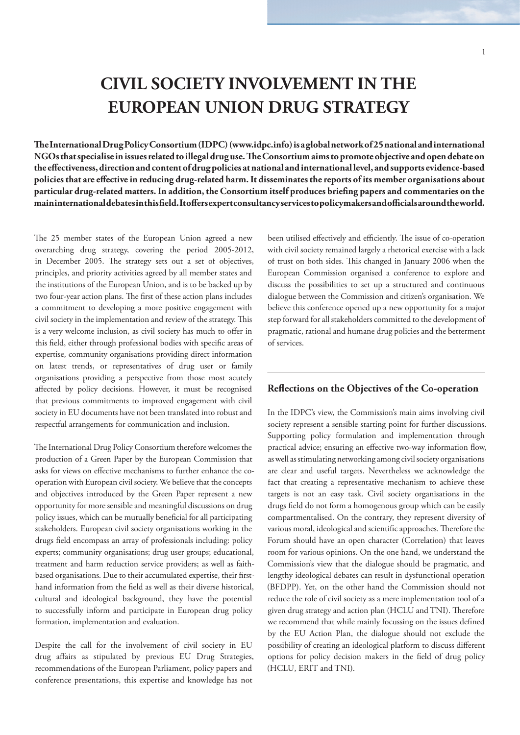# CIVIL SOCIETY INVOLVEMENT IN THE EUROPEAN UNION DRUG STRATEGY

**The International Drug Policy Consortium (IDPC) (www.idpc.info) is a global network of 25 national and international NGOs that specialise in issues related to illegal drug use. The Consortium aims to promote objective and open debate on the effectiveness, direction and content of drug policies at national and international level, and supports evidence-based policies that are effective in reducing drug-related harm. It disseminates the reports of its member organisations about particular drug-related matters. In addition, the Consortium itself produces briefing papers and commentaries on the main international debates in this field. It offers expert consultancy services to policymakers and officials around the world.**

The 25 member states of the European Union agreed a new overarching drug strategy, covering the period 2005-2012, in December 2005. The strategy sets out a set of objectives, principles, and priority activities agreed by all member states and the institutions of the European Union, and is to be backed up by two four-year action plans. The first of these action plans includes a commitment to developing a more positive engagement with civil society in the implementation and review of the strategy. This is a very welcome inclusion, as civil society has much to offer in this field, either through professional bodies with specific areas of expertise, community organisations providing direct information on latest trends, or representatives of drug user or family organisations providing a perspective from those most acutely affected by policy decisions. However, it must be recognised that previous commitments to improved engagement with civil society in EU documents have not been translated into robust and respectful arrangements for communication and inclusion.

The International Drug Policy Consortium therefore welcomes the production of a Green Paper by the European Commission that asks for views on effective mechanisms to further enhance the co-operation with European civil society. We believe that the concepts and objectives introduced by the Green Paper represent a new opportunity for more sensible and meaningful discussions on drug policy issues, which can be mutually beneficial for all participating stakeholders. European civil society organisations working in the drugs field encompass an array of professionals including: policy experts; community organisations; drug user groups; educational, treatment and harm reduction service providers; as well as faith-based organisations. Due to their accumulated expertise, their first-hand information from the field as well as their diverse historical, cultural and ideological background, they have the potential to successfully inform and participate in European drug policy formation, implementation and evaluation.

Despite the call for the involvement of civil society in EU drug affairs as stipulated by previous EU Drug Strategies, recommendations of the European Parliament, policy papers and conference presentations, this expertise and knowledge has not been utilised effectively and efficiently. The issue of co-operation with civil society remained largely a rhetorical exercise with a lack of trust on both sides. This changed in January 2006 when the European Commission organised a conference to explore and discuss the possibilities to set up a structured and continuous dialogue between the Commission and citizen's organisation. We believe this conference opened up a new opportunity for a major step forward for all stakeholders committed to the development of pragmatic, rational and humane drug policies and the betterment of services.

## Reflections on the Objectives of the Co-operation

In the IDPC's view, the Commission's main aims involving civil society represent a sensible starting point for further discussions. Supporting policy formulation and implementation through practical advice; ensuring an effective two-way information flow, as well as stimulating networking among civil society organisations are clear and useful targets. Nevertheless we acknowledge the fact that creating a representative mechanism to achieve these targets is not an easy task. Civil society organisations in the drugs field do not form a homogenous group which can be easily compartmentalised. On the contrary, they represent diversity of various moral, ideological and scientific approaches. Therefore the Forum should have an open character (Correlation) that leaves room for various opinions. On the one hand, we understand the Commission's view that the dialogue should be pragmatic, and lengthy ideological debates can result in dysfunctional operation (BFDPP). Yet, on the other hand the Commission should not reduce the role of civil society as a mere implementation tool of a given drug strategy and action plan (HCLU and TNI). Therefore we recommend that while mainly focussing on the issues defined by the EU Action Plan, the dialogue should not exclude the possibility of creating an ideological platform to discuss different options for policy decision makers in the field of drug policy (HCLU, ERIT and TNI).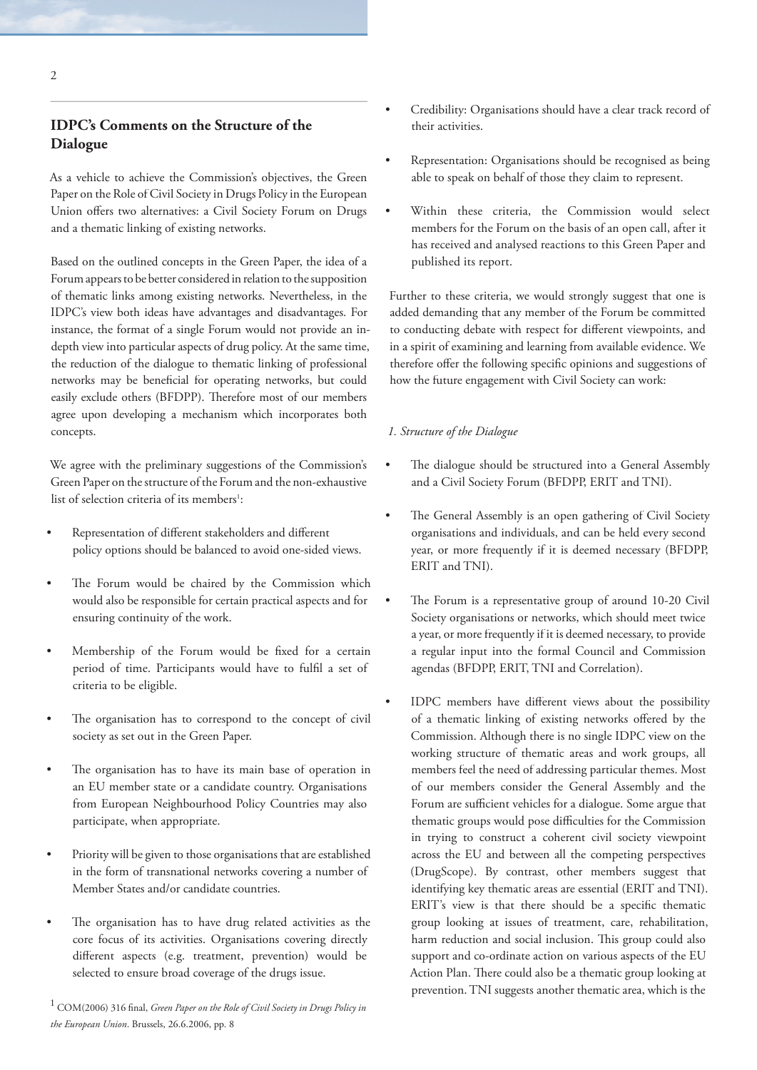## IDPC's Comments on the Structure of the Dialogue

As a vehicle to achieve the Commission's objectives, the Green Paper on the Role of Civil Society in Drugs Policy in the European Union offers two alternatives: a Civil Society Forum on Drugs and a thematic linking of existing networks.

Based on the outlined concepts in the Green Paper, the idea of a Forum appears to be better considered in relation to the supposition of thematic links among existing networks. Nevertheless, in the IDPC's view both ideas have advantages and disadvantages. For instance, the format of a single Forum would not provide an in-depth view into particular aspects of drug policy. At the same time, the reduction of the dialogue to thematic linking of professional networks may be beneficial for operating networks, but could easily exclude others (BFDPP). Therefore most of our members agree upon developing a mechanism which incorporates both concepts.

We agree with the preliminary suggestions of the Commission's Green Paper on the structure of the Forum and the non-exhaustive list of selection criteria of its members[1]:

- Representation of different stakeholders and different policy options should be balanced to avoid one-sided views.
- The Forum would be chaired by the Commission which would also be responsible for certain practical aspects and for ensuring continuity of the work.
- Membership of the Forum would be fixed for a certain period of time. Participants would have to fulfil a set of criteria to be eligible.
- The organisation has to correspond to the concept of civil society as set out in the Green Paper.
- The organisation has to have its main base of operation in an EU member state or a candidate country. Organisations from European Neighbourhood Policy Countries may also participate, when appropriate.
- Priority will be given to those organisations that are established in the form of transnational networks covering a number of Member States and/or candidate countries.
- The organisation has to have drug related activities as the core focus of its activities. Organisations covering directly different aspects (e.g. treatment, prevention) would be selected to ensure broad coverage of the drugs issue.
- Credibility: Organisations should have a clear track record of their activities.
- Representation: Organisations should be recognised as being able to speak on behalf of those they claim to represent.
- Within these criteria, the Commission would select members for the Forum on the basis of an open call, after it has received and analysed reactions to this Green Paper and published its report.

Further to these criteria, we would strongly suggest that one is added demanding that any member of the Forum be committed to conducting debate with respect for different viewpoints, and in a spirit of examining and learning from available evidence. We therefore offer the following specific opinions and suggestions of how the future engagement with Civil Society can work:

*1. Structure of the Dialogue*

- The dialogue should be structured into a General Assembly and a Civil Society Forum (BFDPP, ERIT and TNI).
- The General Assembly is an open gathering of Civil Society organisations and individuals, and can be held every second year, or more frequently if it is deemed necessary (BFDPP, ERIT and TNI).
- The Forum is a representative group of around 10-20 Civil Society organisations or networks, which should meet twice a year, or more frequently if it is deemed necessary, to provide a regular input into the formal Council and Commission agendas (BFDPP, ERIT, TNI and Correlation).
- IDPC members have different views about the possibility of a thematic linking of existing networks offered by the Commission. Although there is no single IDPC view on the working structure of thematic areas and work groups, all members feel the need of addressing particular themes. Most of our members consider the General Assembly and the Forum are sufficient vehicles for a dialogue. Some argue that thematic groups would pose difficulties for the Commission in trying to construct a coherent civil society viewpoint across the EU and between all the competing perspectives (DrugScope). By contrast, other members suggest that identifying key thematic areas are essential (ERIT and TNI). ERIT's view is that there should be a specific thematic group looking at issues of treatment, care, rehabilitation, harm reduction and social inclusion. This group could also support and co-ordinate action on various aspects of the EU Action Plan. There could also be a thematic group looking at prevention. TNI suggests another thematic area, which is the

[1] COM(2006) 316 final, *Green Paper on the Role of Civil Society in Drugs Policy in the European Union*. Brussels, 26.6.2006, pp. 8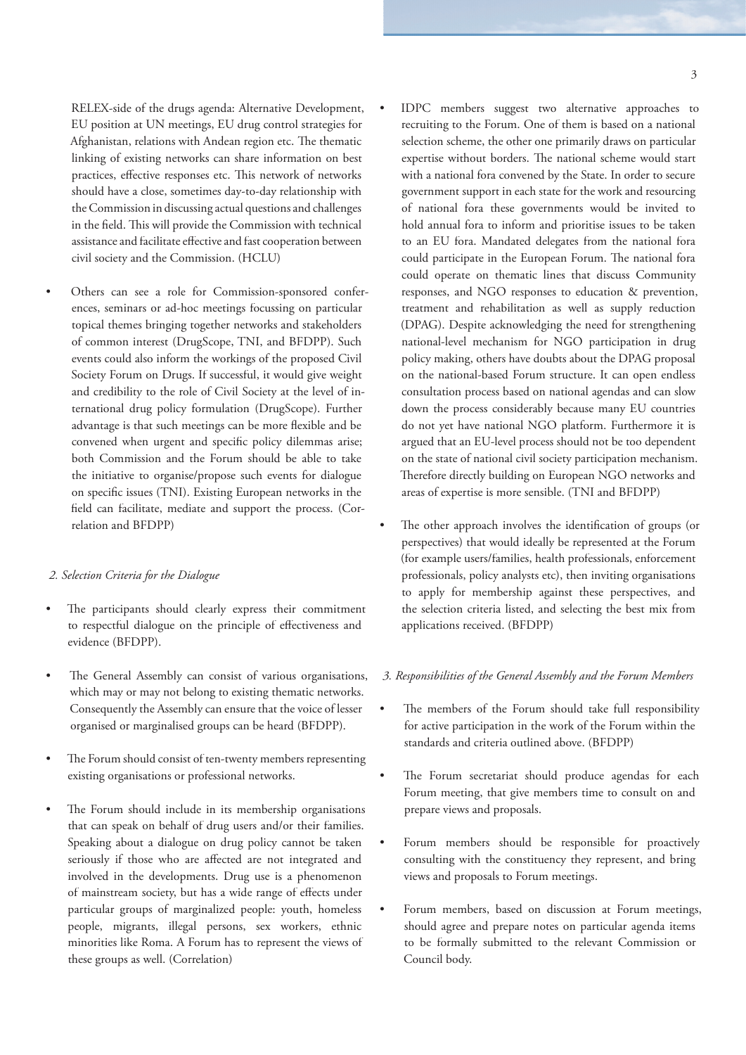RELEX-side of the drugs agenda: Alternative Development, EU position at UN meetings, EU drug control strategies for Afghanistan, relations with Andean region etc. The thematic linking of existing networks can share information on best practices, effective responses etc. This network of networks should have a close, sometimes day-to-day relationship with the Commission in discussing actual questions and challenges in the field. This will provide the Commission with technical assistance and facilitate effective and fast cooperation between civil society and the Commission. (HCLU)

- Others can see a role for Commission-sponsored conferences, seminars or ad-hoc meetings focussing on particular topical themes bringing together networks and stakeholders of common interest (DrugScope, TNI, and BFDPP). Such events could also inform the workings of the proposed Civil Society Forum on Drugs. If successful, it would give weight and credibility to the role of Civil Society at the level of international drug policy formulation (DrugScope). Further advantage is that such meetings can be more flexible and be convened when urgent and specific policy dilemmas arise; both Commission and the Forum should be able to take the initiative to organise/propose such events for dialogue on specific issues (TNI). Existing European networks in the field can facilitate, mediate and support the process. (Correlation and BFDPP)

*2. Selection Criteria for the Dialogue*

- The participants should clearly express their commitment to respectful dialogue on the principle of effectiveness and evidence (BFDPP).

- The General Assembly can consist of various organisations, which may or may not belong to existing thematic networks. Consequently the Assembly can ensure that the voice of lesser organised or marginalised groups can be heard (BFDPP).

- The Forum should consist of ten-twenty members representing existing organisations or professional networks.

- The Forum should include in its membership organisations that can speak on behalf of drug users and/or their families. Speaking about a dialogue on drug policy cannot be taken seriously if those who are affected are not integrated and involved in the developments. Drug use is a phenomenon of mainstream society, but has a wide range of effects under particular groups of marginalized people: youth, homeless people, migrants, illegal persons, sex workers, ethnic minorities like Roma. A Forum has to represent the views of these groups as well. (Correlation)

- IDPC members suggest two alternative approaches to recruiting to the Forum. One of them is based on a national selection scheme, the other one primarily draws on particular expertise without borders. The national scheme would start with a national fora convened by the State. In order to secure government support in each state for the work and resourcing of national fora these governments would be invited to hold annual fora to inform and prioritise issues to be taken to an EU fora. Mandated delegates from the national fora could participate in the European Forum. The national fora could operate on thematic lines that discuss Community responses, and NGO responses to education & prevention, treatment and rehabilitation as well as supply reduction (DPAG). Despite acknowledging the need for strengthening national-level mechanism for NGO participation in drug policy making, others have doubts about the DPAG proposal on the national-based Forum structure. It can open endless consultation process based on national agendas and can slow down the process considerably because many EU countries do not yet have national NGO platform. Furthermore it is argued that an EU-level process should not be too dependent on the state of national civil society participation mechanism. Therefore directly building on European NGO networks and areas of expertise is more sensible. (TNI and BFDPP)

- The other approach involves the identification of groups (or perspectives) that would ideally be represented at the Forum (for example users/families, health professionals, enforcement professionals, policy analysts etc), then inviting organisations to apply for membership against these perspectives, and the selection criteria listed, and selecting the best mix from applications received. (BFDPP)

*3. Responsibilities of the General Assembly and the Forum Members*

- The members of the Forum should take full responsibility for active participation in the work of the Forum within the standards and criteria outlined above. (BFDPP)

- The Forum secretariat should produce agendas for each Forum meeting, that give members time to consult on and prepare views and proposals.

- Forum members should be responsible for proactively consulting with the constituency they represent, and bring views and proposals to Forum meetings.

- Forum members, based on discussion at Forum meetings, should agree and prepare notes on particular agenda items to be formally submitted to the relevant Commission or Council body.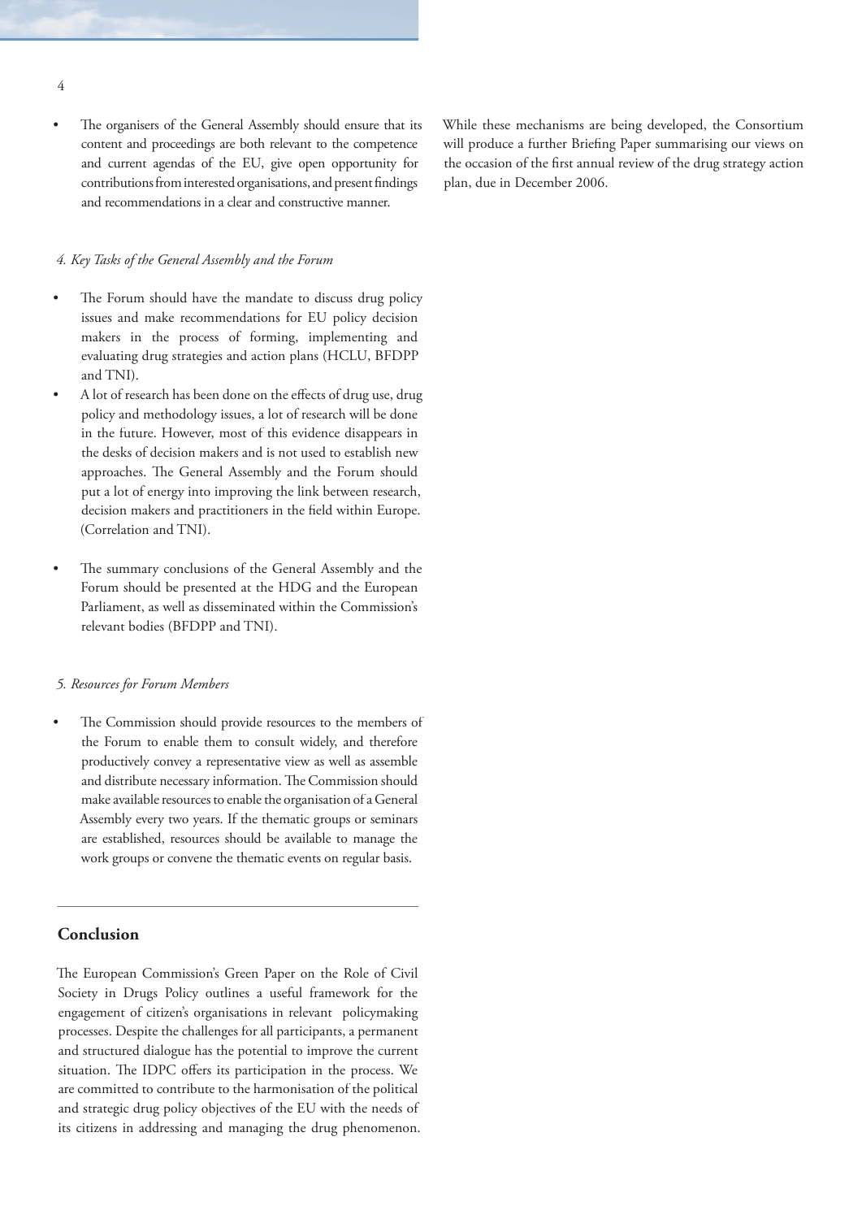- The organisers of the General Assembly should ensure that its content and proceedings are both relevant to the competence and current agendas of the EU, give open opportunity for contributions from interested organisations, and present findings and recommendations in a clear and constructive manner.

*4. Key Tasks of the General Assembly and the Forum*

- The Forum should have the mandate to discuss drug policy issues and make recommendations for EU policy decision makers in the process of forming, implementing and evaluating drug strategies and action plans (HCLU, BFDPP and TNI).
- A lot of research has been done on the effects of drug use, drug policy and methodology issues, a lot of research will be done in the future. However, most of this evidence disappears in the desks of decision makers and is not used to establish new approaches. The General Assembly and the Forum should put a lot of energy into improving the link between research, decision makers and practitioners in the field within Europe. (Correlation and TNI).
- The summary conclusions of the General Assembly and the Forum should be presented at the HDG and the European Parliament, as well as disseminated within the Commission's relevant bodies (BFDPP and TNI).

*5. Resources for Forum Members*

- The Commission should provide resources to the members of the Forum to enable them to consult widely, and therefore productively convey a representative view as well as assemble and distribute necessary information. The Commission should make available resources to enable the organisation of a General Assembly every two years. If the thematic groups or seminars are established, resources should be available to manage the work groups or convene the thematic events on regular basis.

## Conclusion

The European Commission's Green Paper on the Role of Civil Society in Drugs Policy outlines a useful framework for the engagement of citizen's organisations in relevant policymaking processes. Despite the challenges for all participants, a permanent and structured dialogue has the potential to improve the current situation. The IDPC offers its participation in the process. We are committed to contribute to the harmonisation of the political and strategic drug policy objectives of the EU with the needs of its citizens in addressing and managing the drug phenomenon.

While these mechanisms are being developed, the Consortium will produce a further Briefing Paper summarising our views on the occasion of the first annual review of the drug strategy action plan, due in December 2006.